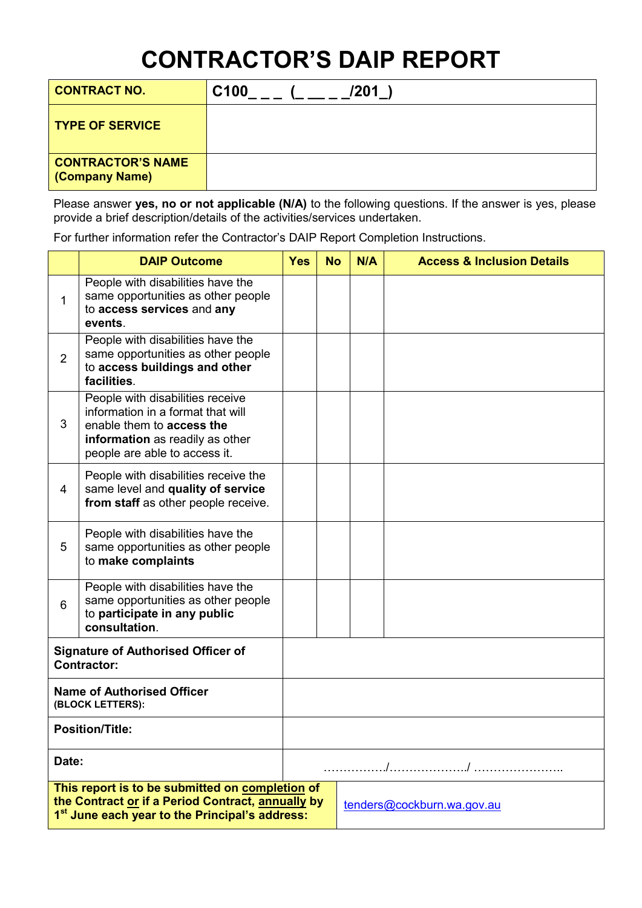# CONTRACTOR'S DAIP REPORT

| | |
|---|---|
| **CONTRACT NO.** | **C100_ _ _ (_ __ _ _/201_)** |
| **TYPE OF SERVICE** | |
| **CONTRACTOR'S NAME (Company Name)** | |

Please answer **yes, no or not applicable (N/A)** to the following questions. If the answer is yes, please provide a brief description/details of the activities/services undertaken.

For further information refer the Contractor's DAIP Report Completion Instructions.

| | DAIP Outcome | Yes | No | N/A | Access & Inclusion Details |
|---|---|---|---|---|---|
| 1 | People with disabilities have the same opportunities as other people to **access services** and **any events**. | | | | |
| 2 | People with disabilities have the same opportunities as other people to **access buildings and other facilities**. | | | | |
| 3 | People with disabilities receive information in a format that will enable them to **access the information** as readily as other people are able to access it. | | | | |
| 4 | People with disabilities receive the same level and **quality of service from staff** as other people receive. | | | | |
| 5 | People with disabilities have the same opportunities as other people to **make complaints** | | | | |
| 6 | People with disabilities have the same opportunities as other people to **participate in any public consultation**. | | | | |

| | |
|---|---|
| **Signature of Authorised Officer of Contractor:** | |
| **Name of Authorised Officer (BLOCK LETTERS):** | |
| **Position/Title:** | |
| **Date:** | ……………./………………../ ………………….. |
| **This report is to be submitted on completion of the Contract or if a Period Contract, annually by 1st June each year to the Principal's address:** | tenders@cockburn.wa.gov.au |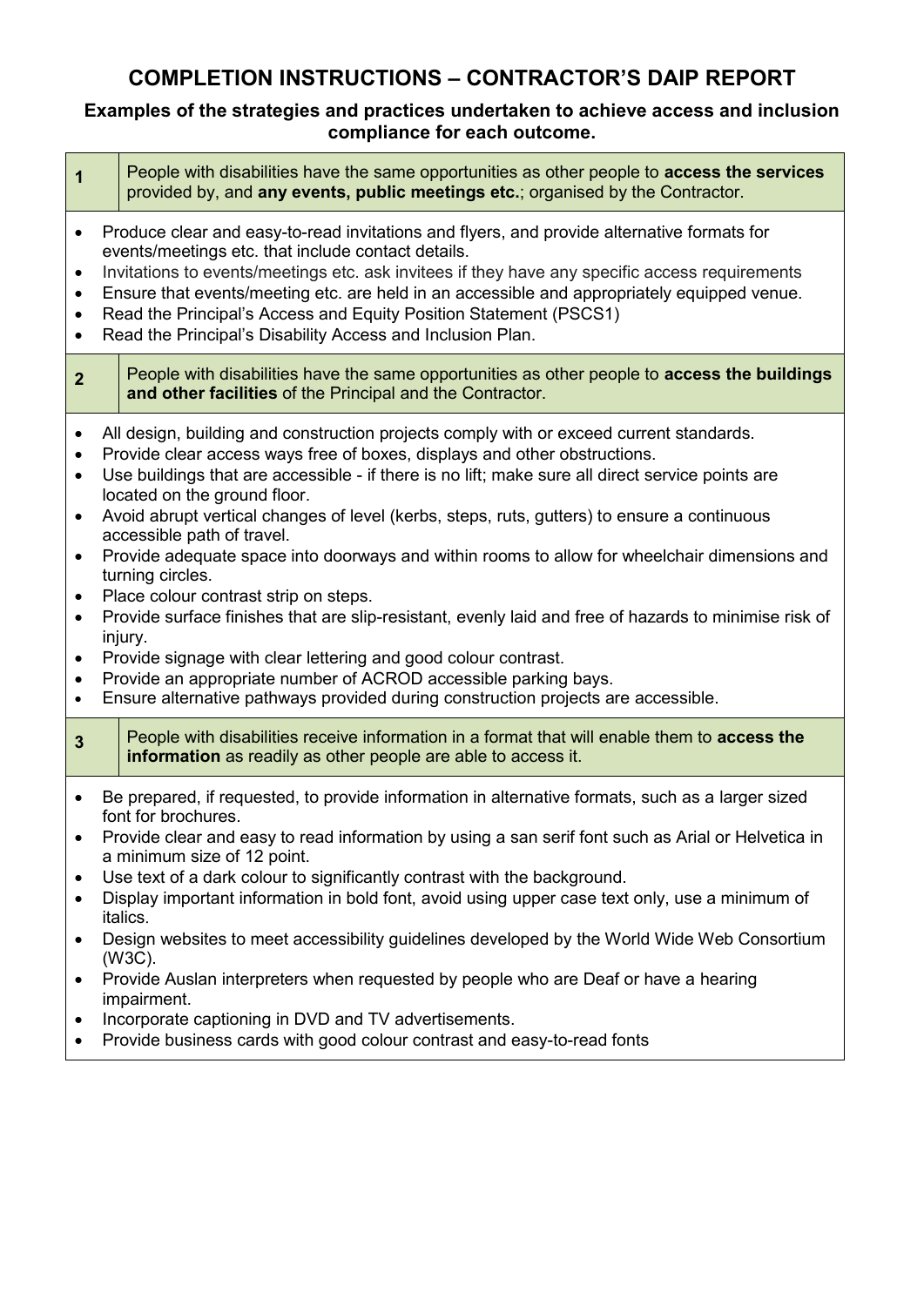# COMPLETION INSTRUCTIONS – CONTRACTOR'S DAIP REPORT

### Examples of the strategies and practices undertaken to achieve access and inclusion compliance for each outcome.

| | |
|---|---|
| **1** | People with disabilities have the same opportunities as other people to **access the services** provided by, and **any events, public meetings etc.**; organised by the Contractor. |

- Produce clear and easy-to-read invitations and flyers, and provide alternative formats for events/meetings etc. that include contact details.
- Invitations to events/meetings etc. ask invitees if they have any specific access requirements
- Ensure that events/meeting etc. are held in an accessible and appropriately equipped venue.
- Read the Principal's Access and Equity Position Statement (PSCS1)
- Read the Principal's Disability Access and Inclusion Plan.

| | |
|---|---|
| **2** | People with disabilities have the same opportunities as other people to **access the buildings and other facilities** of the Principal and the Contractor. |

- All design, building and construction projects comply with or exceed current standards.
- Provide clear access ways free of boxes, displays and other obstructions.
- Use buildings that are accessible - if there is no lift; make sure all direct service points are located on the ground floor.
- Avoid abrupt vertical changes of level (kerbs, steps, ruts, gutters) to ensure a continuous accessible path of travel.
- Provide adequate space into doorways and within rooms to allow for wheelchair dimensions and turning circles.
- Place colour contrast strip on steps.
- Provide surface finishes that are slip-resistant, evenly laid and free of hazards to minimise risk of injury.
- Provide signage with clear lettering and good colour contrast.
- Provide an appropriate number of ACROD accessible parking bays.
- Ensure alternative pathways provided during construction projects are accessible.

| | |
|---|---|
| **3** | People with disabilities receive information in a format that will enable them to **access the information** as readily as other people are able to access it. |

- Be prepared, if requested, to provide information in alternative formats, such as a larger sized font for brochures.
- Provide clear and easy to read information by using a san serif font such as Arial or Helvetica in a minimum size of 12 point.
- Use text of a dark colour to significantly contrast with the background.
- Display important information in bold font, avoid using upper case text only, use a minimum of italics.
- Design websites to meet accessibility guidelines developed by the World Wide Web Consortium (W3C).
- Provide Auslan interpreters when requested by people who are Deaf or have a hearing impairment.
- Incorporate captioning in DVD and TV advertisements.
- Provide business cards with good colour contrast and easy-to-read fonts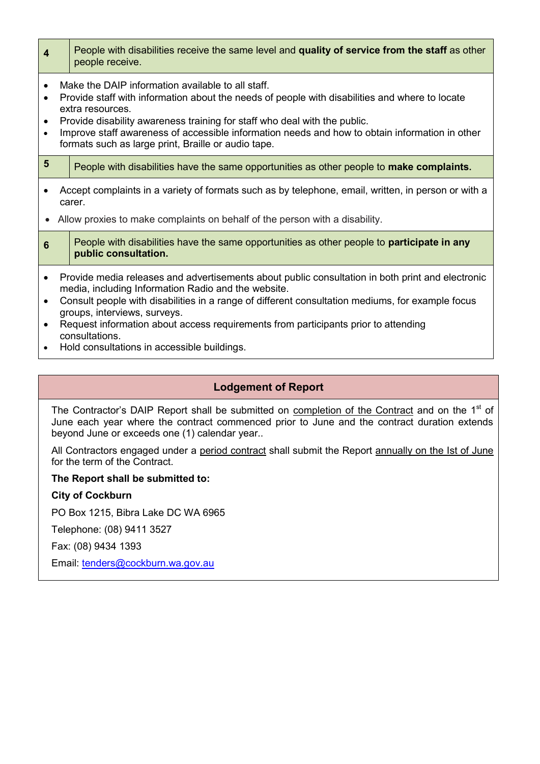| | |
|---|---|
| **4** | People with disabilities receive the same level and **quality of service from the staff** as other people receive. |

- Make the DAIP information available to all staff.
- Provide staff with information about the needs of people with disabilities and where to locate extra resources.
- Provide disability awareness training for staff who deal with the public.
- Improve staff awareness of accessible information needs and how to obtain information in other formats such as large print, Braille or audio tape.

| | |
|---|---|
| **5** | People with disabilities have the same opportunities as other people to **make complaints.** |

- Accept complaints in a variety of formats such as by telephone, email, written, in person or with a carer.
- Allow proxies to make complaints on behalf of the person with a disability.

| | |
|---|---|
| **6** | People with disabilities have the same opportunities as other people to **participate in any public consultation.** |

- Provide media releases and advertisements about public consultation in both print and electronic media, including Information Radio and the website.
- Consult people with disabilities in a range of different consultation mediums, for example focus groups, interviews, surveys.
- Request information about access requirements from participants prior to attending consultations.
- Hold consultations in accessible buildings.

## Lodgement of Report

The Contractor's DAIP Report shall be submitted on completion of the Contract and on the 1st of June each year where the contract commenced prior to June and the contract duration extends beyond June or exceeds one (1) calendar year..

All Contractors engaged under a period contract shall submit the Report annually on the Ist of June for the term of the Contract.

**The Report shall be submitted to:**

**City of Cockburn**

PO Box 1215, Bibra Lake DC WA 6965

Telephone: (08) 9411 3527

Fax: (08) 9434 1393

Email: tenders@cockburn.wa.gov.au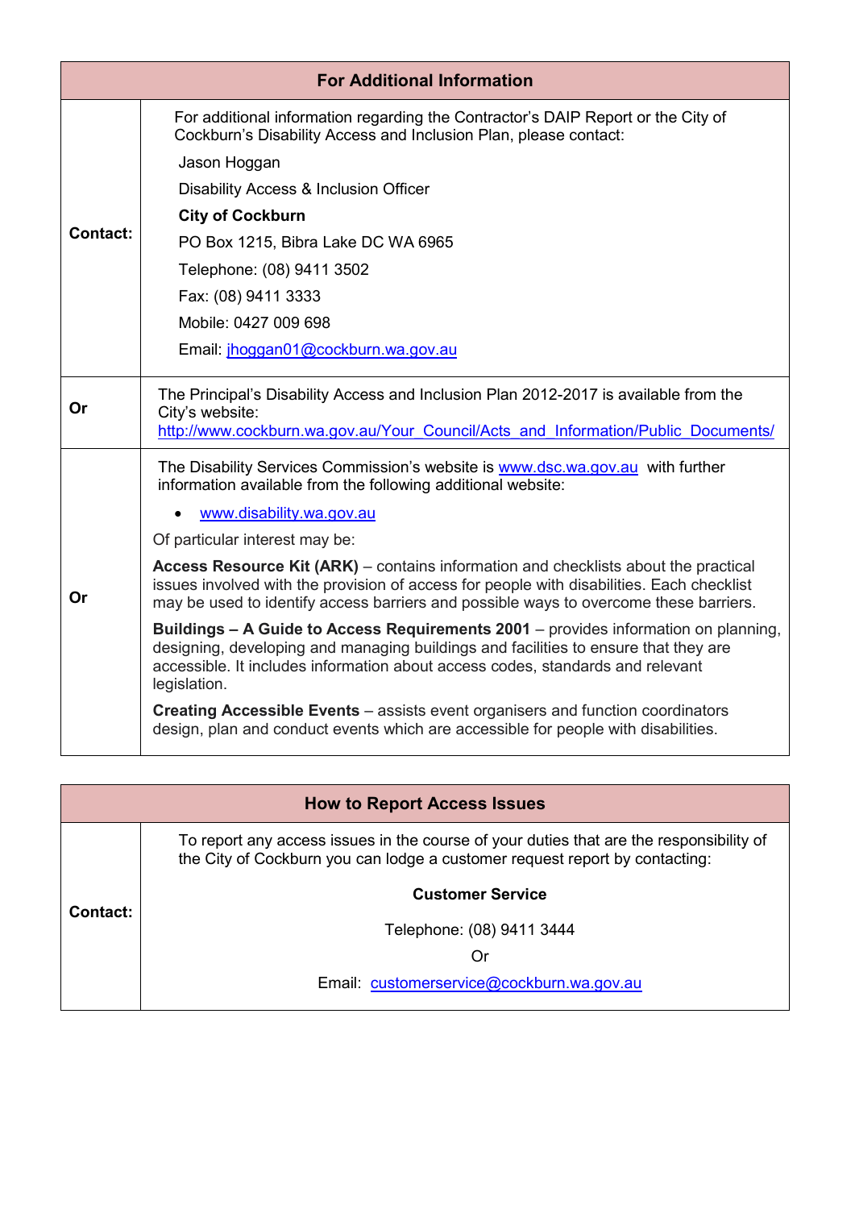| For Additional Information | |
|---|---|
| **Contact:** | For additional information regarding the Contractor's DAIP Report or the City of Cockburn's Disability Access and Inclusion Plan, please contact:<br><br>Jason Hoggan<br><br>Disability Access & Inclusion Officer<br><br>**City of Cockburn**<br><br>PO Box 1215, Bibra Lake DC WA 6965<br><br>Telephone: (08) 9411 3502<br><br>Fax: (08) 9411 3333<br><br>Mobile: 0427 009 698<br><br>Email: jhoggan01@cockburn.wa.gov.au |
| **Or** | The Principal's Disability Access and Inclusion Plan 2012-2017 is available from the City's website: http://www.cockburn.wa.gov.au/Your_Council/Acts_and_Information/Public_Documents/ |
| **Or** | The Disability Services Commission's website is www.dsc.wa.gov.au with further information available from the following additional website:<br><br>• www.disability.wa.gov.au<br><br>Of particular interest may be:<br><br>**Access Resource Kit (ARK)** – contains information and checklists about the practical issues involved with the provision of access for people with disabilities. Each checklist may be used to identify access barriers and possible ways to overcome these barriers.<br><br>**Buildings – A Guide to Access Requirements 2001** – provides information on planning, designing, developing and managing buildings and facilities to ensure that they are accessible. It includes information about access codes, standards and relevant legislation.<br><br>**Creating Accessible Events** – assists event organisers and function coordinators design, plan and conduct events which are accessible for people with disabilities. |

| How to Report Access Issues | |
|---|---|
| **Contact:** | To report any access issues in the course of your duties that are the responsibility of the City of Cockburn you can lodge a customer request report by contacting:<br><br>**Customer Service**<br><br>Telephone: (08) 9411 3444<br><br>Or<br><br>Email: customerservice@cockburn.wa.gov.au |